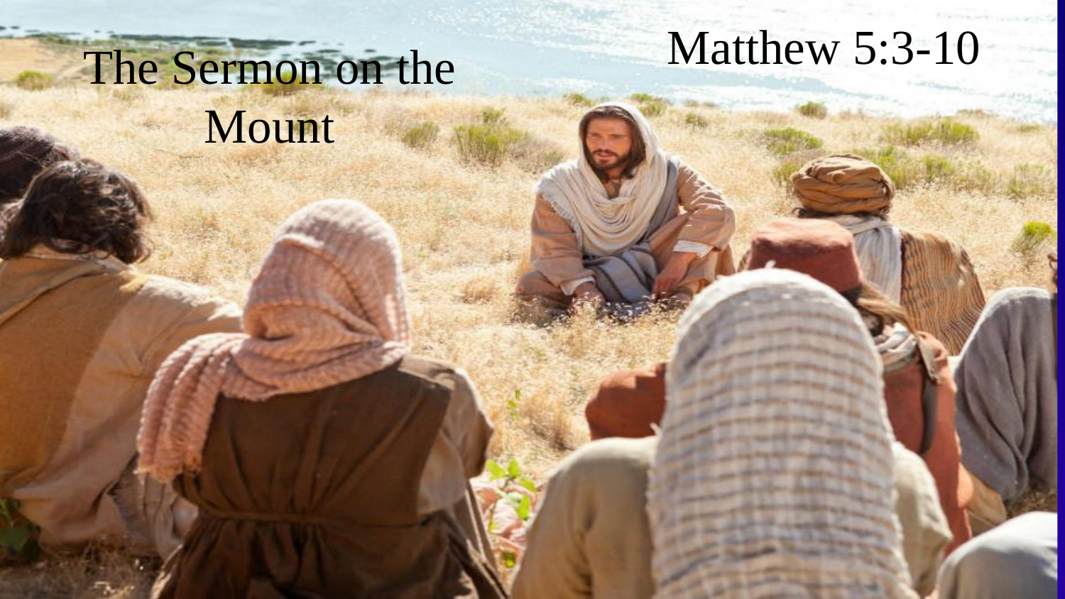# The Sermon on the Mount

## Matthew 5:3-10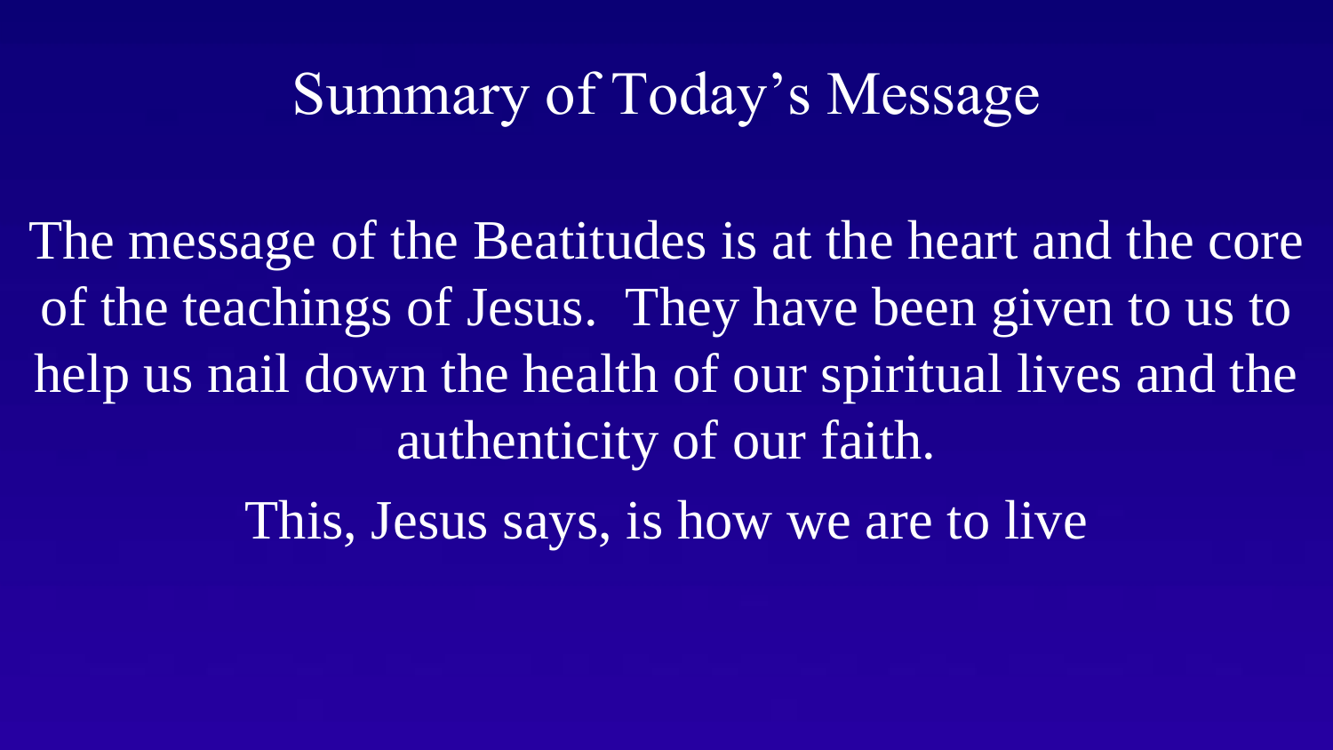# Summary of Today's Message

The message of the Beatitudes is at the heart and the core of the teachings of Jesus. They have been given to us to help us nail down the health of our spiritual lives and the authenticity of our faith.

This, Jesus says, is how we are to live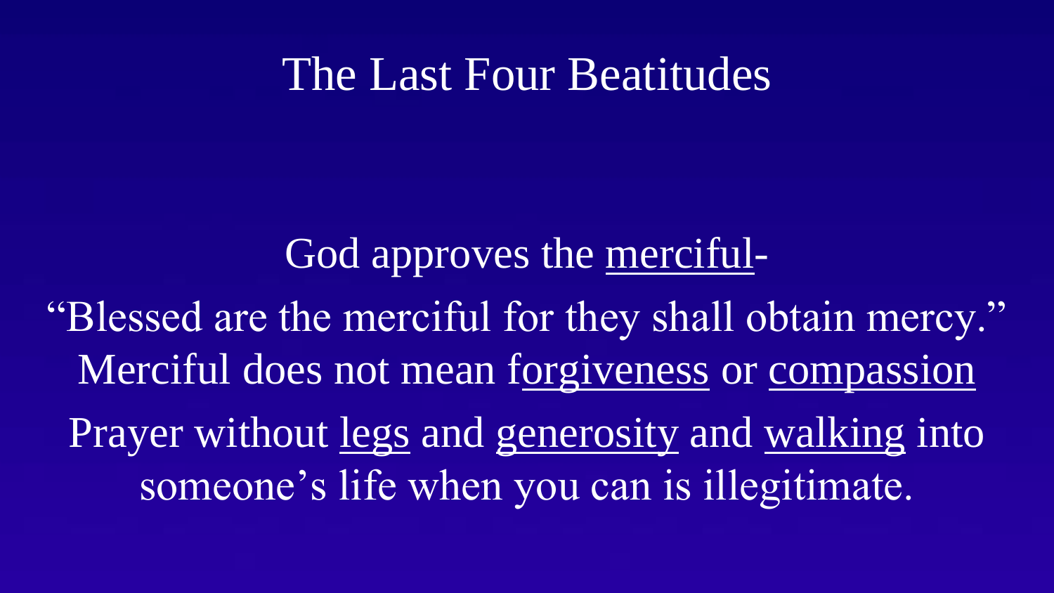# The Last Four Beatitudes

God approves the <u>merciful</u>-

"Blessed are the merciful for they shall obtain mercy."

Merciful does not mean f<u>orgiveness</u> or <u>compassion</u>

Prayer without <u>legs</u> and <u>generosity</u> and <u>walking</u> into someone's life when you can is illegitimate.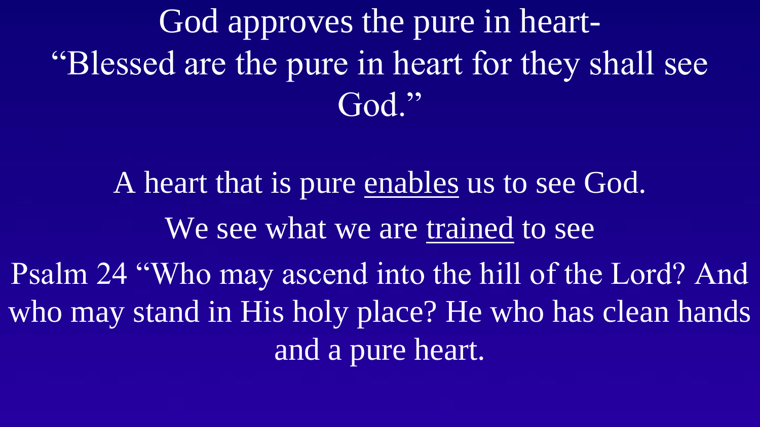# God approves the pure in heart- "Blessed are the pure in heart for they shall see God."

A heart that is pure <u>enables</u> us to see God.

We see what we are <u>trained</u> to see

Psalm 24 "Who may ascend into the hill of the Lord? And who may stand in His holy place? He who has clean hands and a pure heart.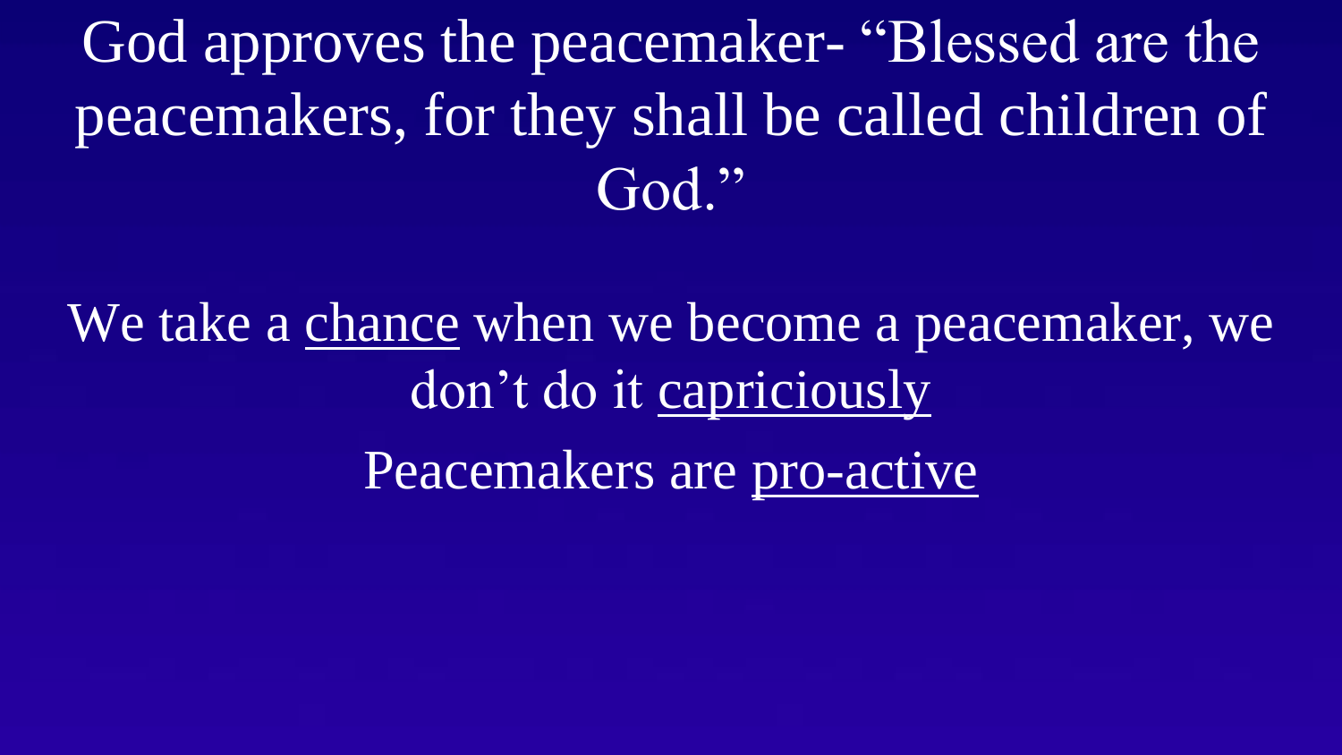God approves the peacemaker- "Blessed are the peacemakers, for they shall be called children of God."

We take a <u>chance</u> when we become a peacemaker, we don't do it <u>capriciously</u>

Peacemakers are <u>pro-active</u>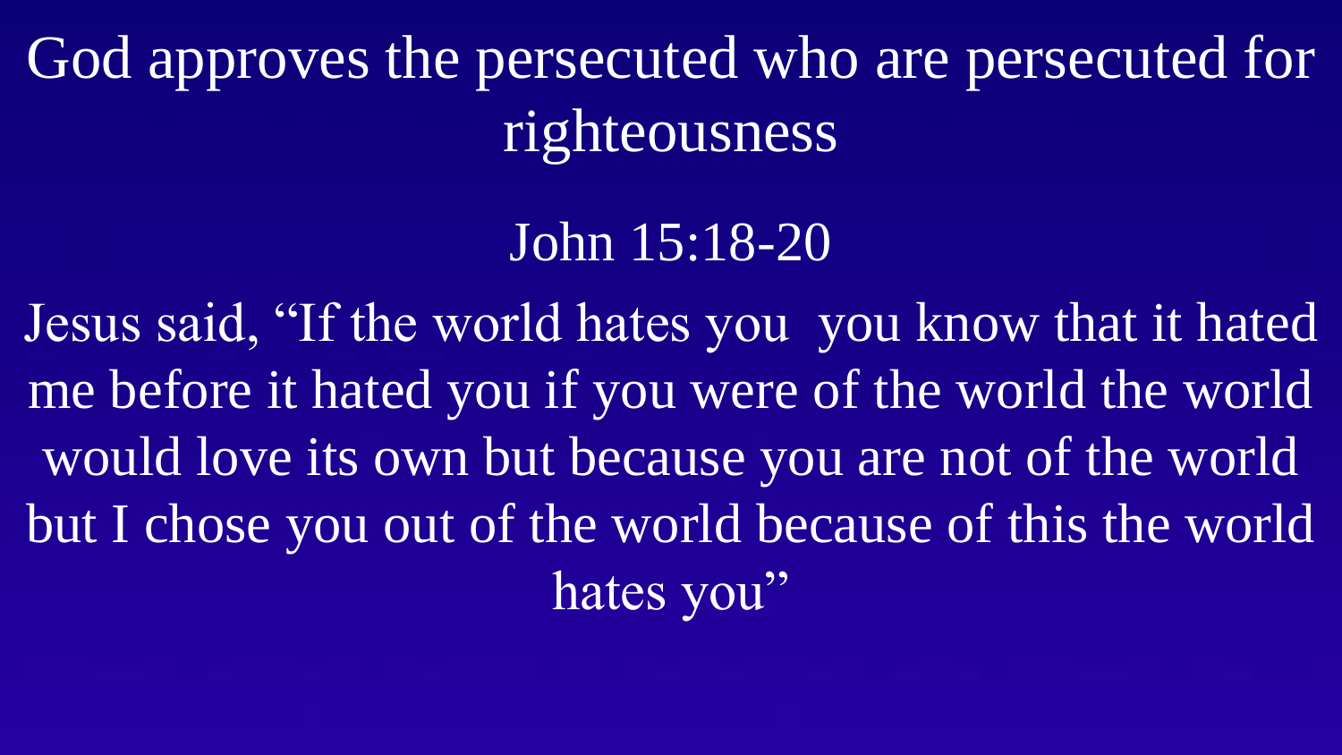# God approves the persecuted who are persecuted for righteousness

## John 15:18-20

Jesus said, “If the world hates you  you know that it hated me before it hated you if you were of the world the world would love its own but because you are not of the world but I chose you out of the world because of this the world hates you”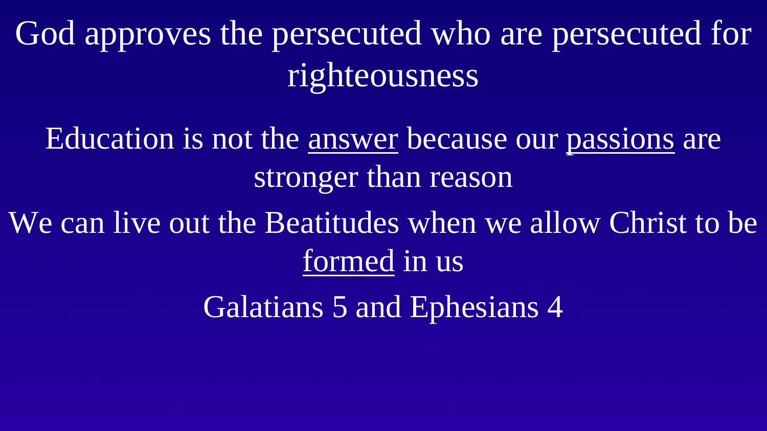God approves the persecuted who are persecuted for righteousness

Education is not the <u>answer</u> because our <u>passions</u> are stronger than reason

We can live out the Beatitudes when we allow Christ to be <u>formed</u> in us

Galatians 5 and Ephesians 4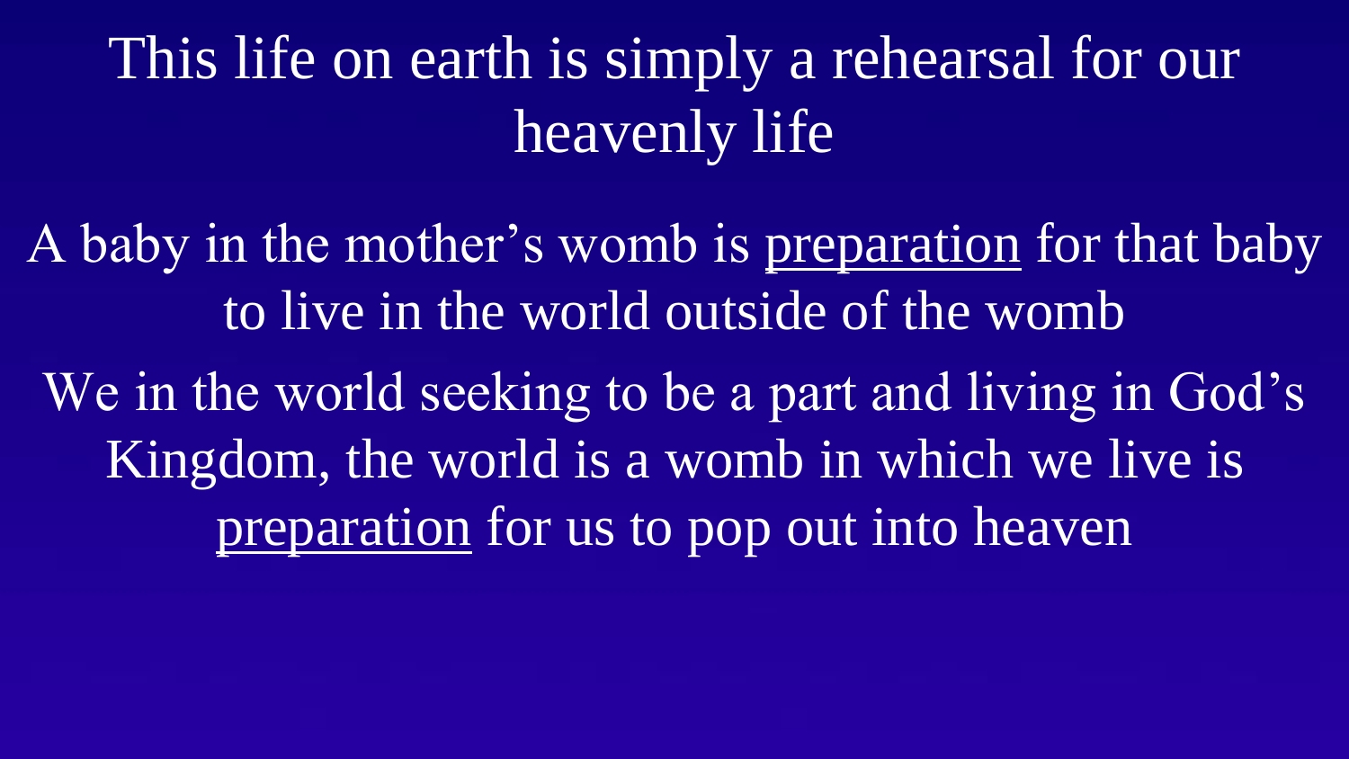# This life on earth is simply a rehearsal for our heavenly life

A baby in the mother's womb is <u>preparation</u> for that baby to live in the world outside of the womb

We in the world seeking to be a part and living in God's Kingdom, the world is a womb in which we live is <u>preparation</u> for us to pop out into heaven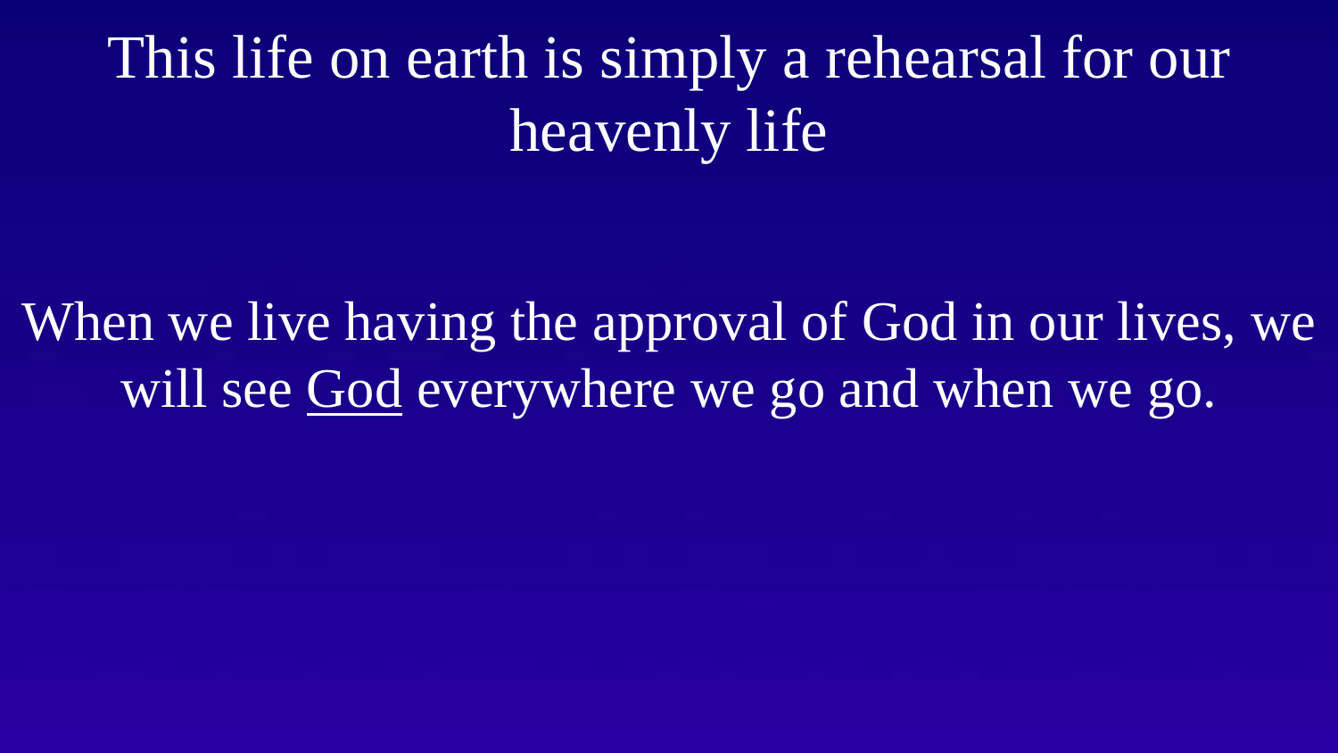# This life on earth is simply a rehearsal for our heavenly life

When we live having the approval of God in our lives, we will see <u>God</u> everywhere we go and when we go.